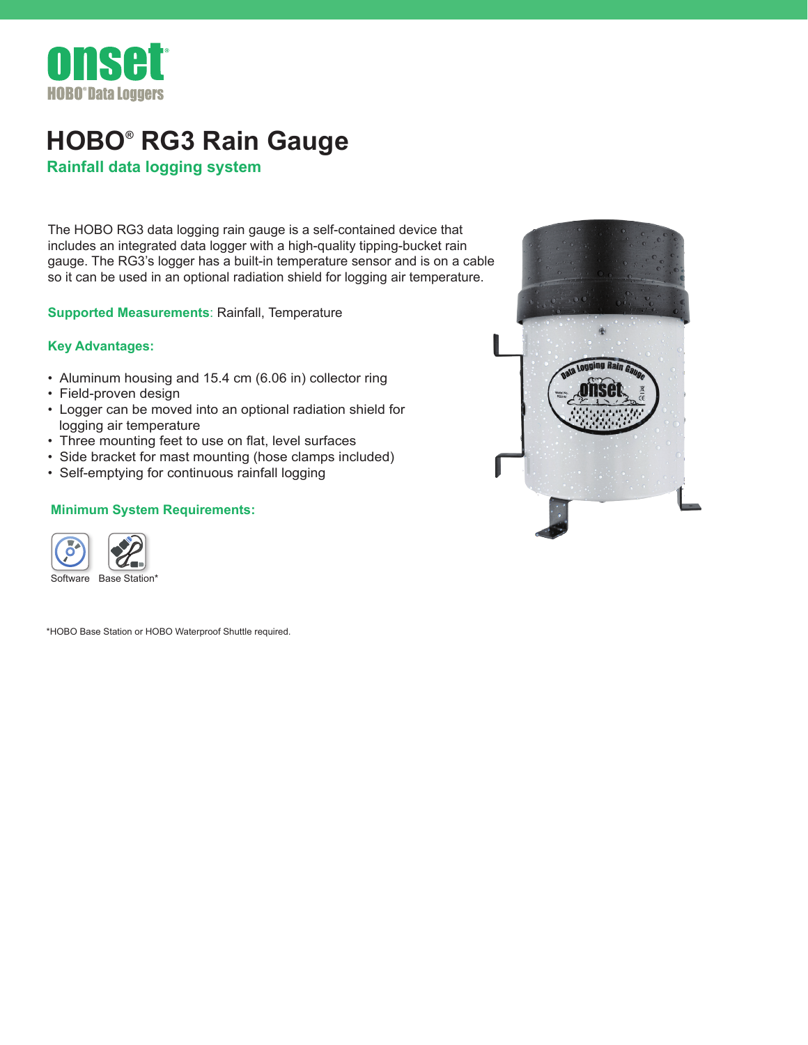# HOBO® RG3 Rain Gauge

## Rainfall data logging system

The HOBO RG3 data logging rain gauge is a self-contained device that includes an integrated data logger with a high-quality tipping-bucket rain gauge. The RG3's logger has a built-in temperature sensor and is on a cable so it can be used in an optional radiation shield for logging air temperature.

**Supported Measurements**: Rainfall, Temperature

### Key Advantages:

- Aluminum housing and 15.4 cm (6.06 in) collector ring
- Field-proven design
- Logger can be moved into an optional radiation shield for logging air temperature
- Three mounting feet to use on flat, level surfaces
- Side bracket for mast mounting (hose clamps included)
- Self-emptying for continuous rainfall logging

### Minimum System Requirements:

Software   Base Station*

*HOBO Base Station or HOBO Waterproof Shuttle required.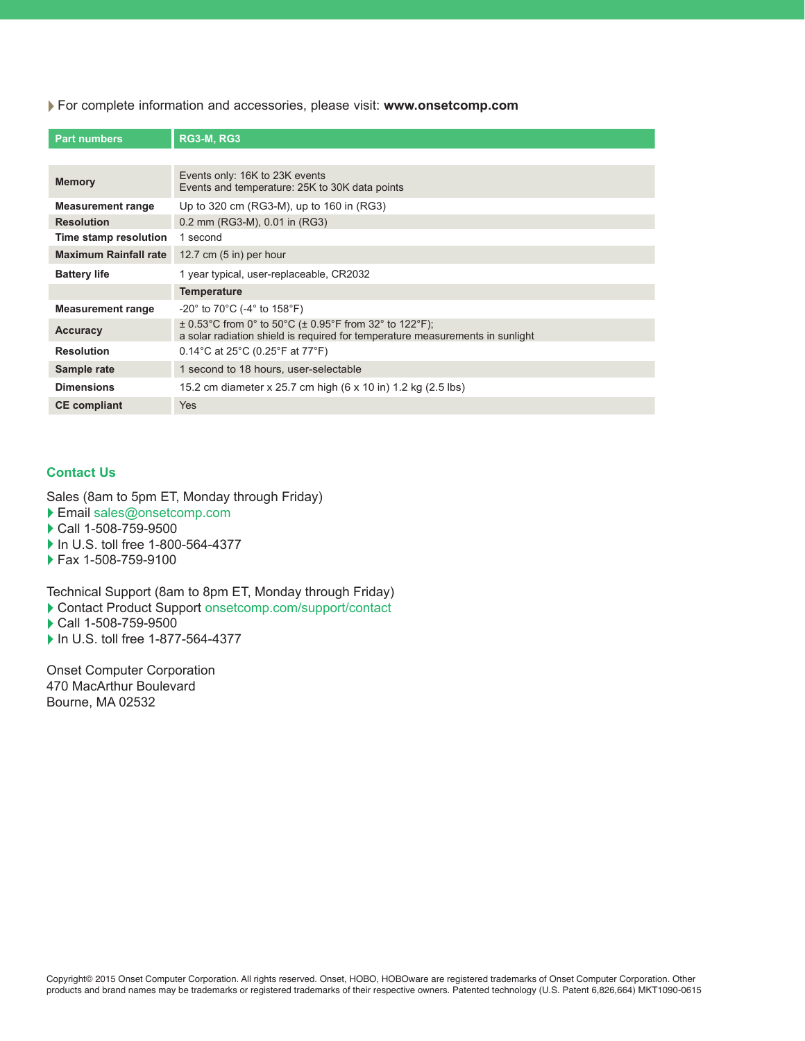▸ For complete information and accessories, please visit: **www.onsetcomp.com**

| Part numbers | RG3-M, RG3 |
|---|---|
| **Memory** | Events only: 16K to 23K events<br>Events and temperature: 25K to 30K data points |
| **Measurement range** | Up to 320 cm (RG3-M), up to 160 in (RG3) |
| **Resolution** | 0.2 mm (RG3-M), 0.01 in (RG3) |
| **Time stamp resolution** | 1 second |
| **Maximum Rainfall rate** | 12.7 cm (5 in) per hour |
| **Battery life** | 1 year typical, user-replaceable, CR2032 |
| | **Temperature** |
| **Measurement range** | -20° to 70°C (-4° to 158°F) |
| **Accuracy** | ± 0.53°C from 0° to 50°C (± 0.95°F from 32° to 122°F);<br>a solar radiation shield is required for temperature measurements in sunlight |
| **Resolution** | 0.14°C at 25°C (0.25°F at 77°F) |
| **Sample rate** | 1 second to 18 hours, user-selectable |
| **Dimensions** | 15.2 cm diameter x 25.7 cm high (6 x 10 in) 1.2 kg (2.5 lbs) |
| **CE compliant** | Yes |

## Contact Us

Sales (8am to 5pm ET, Monday through Friday)

- Email sales@onsetcomp.com
- Call 1-508-759-9500
- In U.S. toll free 1-800-564-4377
- Fax 1-508-759-9100

Technical Support (8am to 8pm ET, Monday through Friday)

- Contact Product Support onsetcomp.com/support/contact
- Call 1-508-759-9500
- In U.S. toll free 1-877-564-4377

Onset Computer Corporation
470 MacArthur Boulevard
Bourne, MA 02532

Copyright© 2015 Onset Computer Corporation. All rights reserved. Onset, HOBO, HOBOware are registered trademarks of Onset Computer Corporation. Other products and brand names may be trademarks or registered trademarks of their respective owners. Patented technology (U.S. Patent 6,826,664) MKT1090-0615